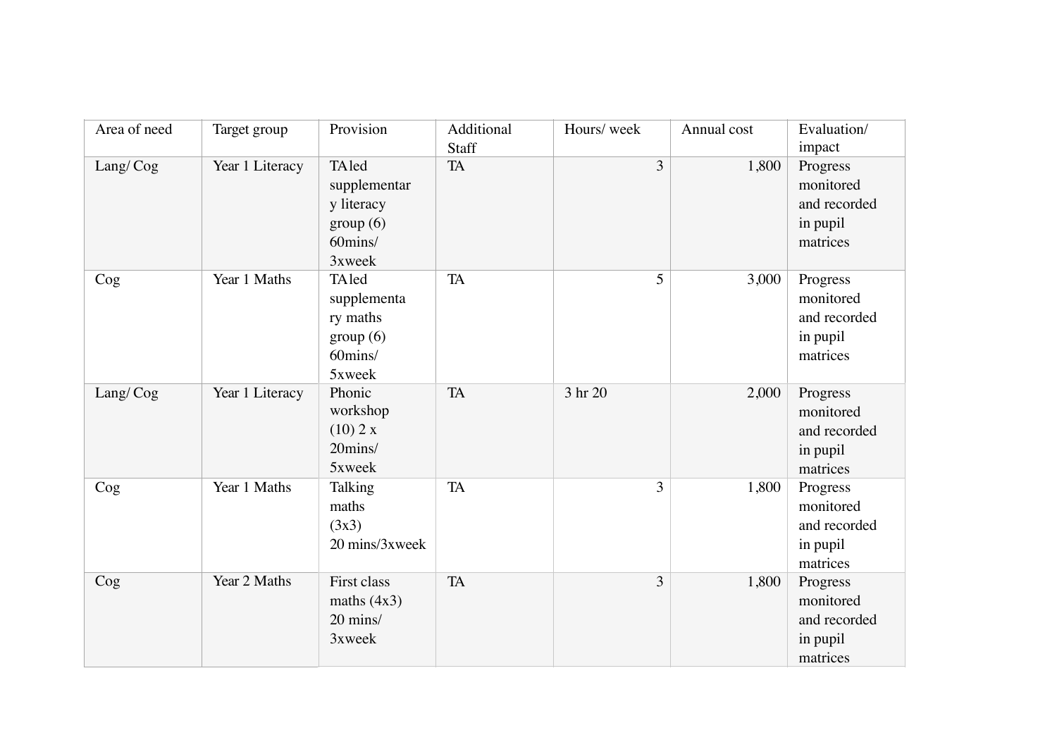| Area of need | Target group | Provision | Additional Staff | Hours/ week | Annual cost | Evaluation/ impact |
|---|---|---|---|---|---|---|
| Lang/ Cog | Year 1 Literacy | TA led supplementary literacy group (6) 60mins/ 3xweek | TA | 3 | 1,800 | Progress monitored and recorded in pupil matrices |
| Cog | Year 1 Maths | TA led supplementary maths group (6) 60mins/ 5xweek | TA | 5 | 3,000 | Progress monitored and recorded in pupil matrices |
| Lang/ Cog | Year 1 Literacy | Phonic workshop (10) 2 x 20mins/ 5xweek | TA | 3 hr 20 | 2,000 | Progress monitored and recorded in pupil matrices |
| Cog | Year 1 Maths | Talking maths (3x3) 20 mins/3xweek | TA | 3 | 1,800 | Progress monitored and recorded in pupil matrices |
| Cog | Year 2 Maths | First class maths (4x3) 20 mins/ 3xweek | TA | 3 | 1,800 | Progress monitored and recorded in pupil matrices |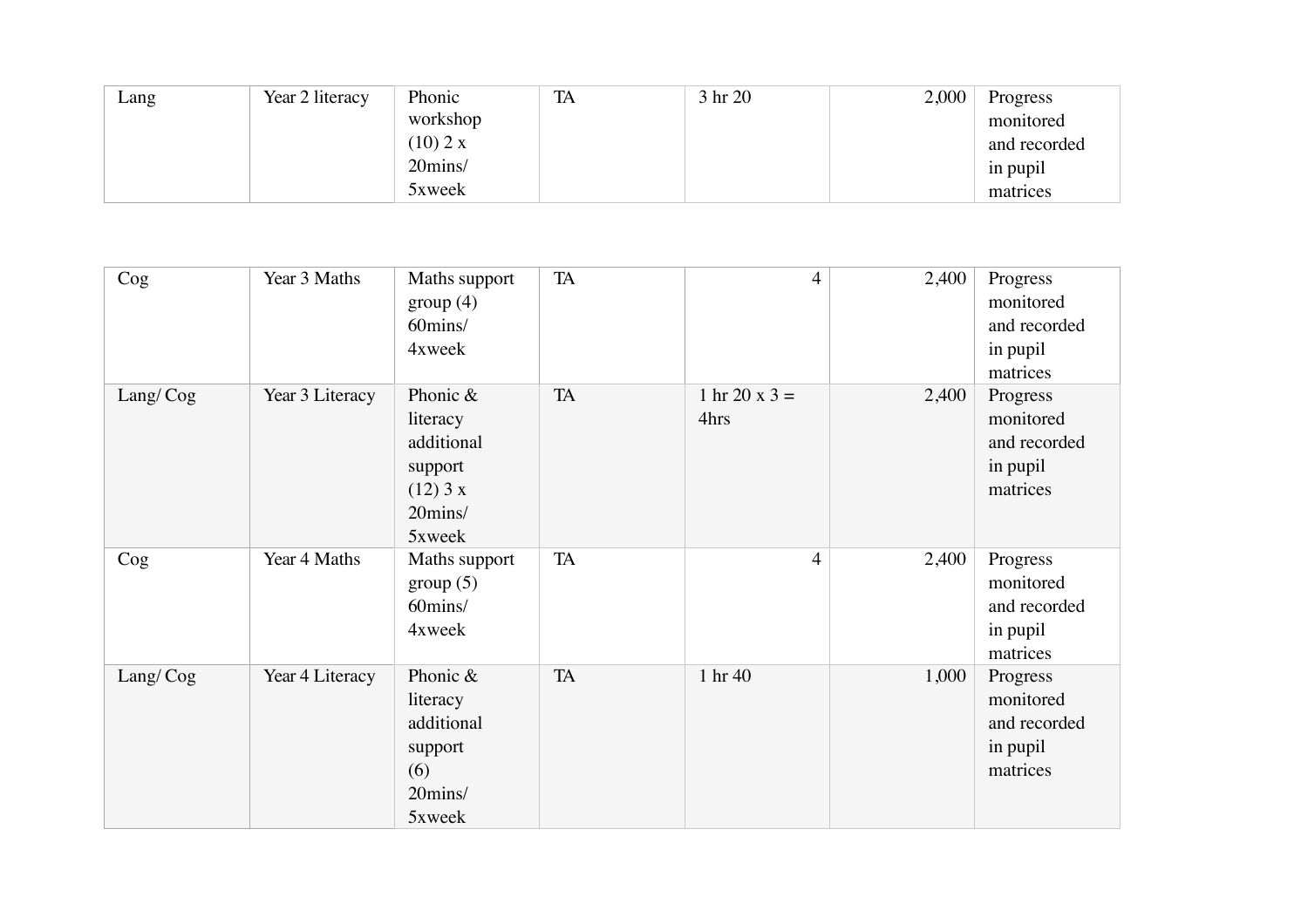| Lang | Year 2 literacy | Phonic workshop (10) 2 x 20mins/ 5xweek | TA | 3 hr 20 | 2,000 | Progress monitored and recorded in pupil matrices |
|---|---|---|---|---|---|---|

| Cog | Year 3 Maths | Maths support group (4) 60mins/ 4xweek | TA | 4 | 2,400 | Progress monitored and recorded in pupil matrices |
|---|---|---|---|---|---|---|
| Lang/ Cog | Year 3 Literacy | Phonic & literacy additional support (12) 3 x 20mins/ 5xweek | TA | 1 hr 20 x 3 = 4hrs | 2,400 | Progress monitored and recorded in pupil matrices |
| Cog | Year 4 Maths | Maths support group (5) 60mins/ 4xweek | TA | 4 | 2,400 | Progress monitored and recorded in pupil matrices |
| Lang/ Cog | Year 4 Literacy | Phonic & literacy additional support (6) 20mins/ 5xweek | TA | 1 hr 40 | 1,000 | Progress monitored and recorded in pupil matrices |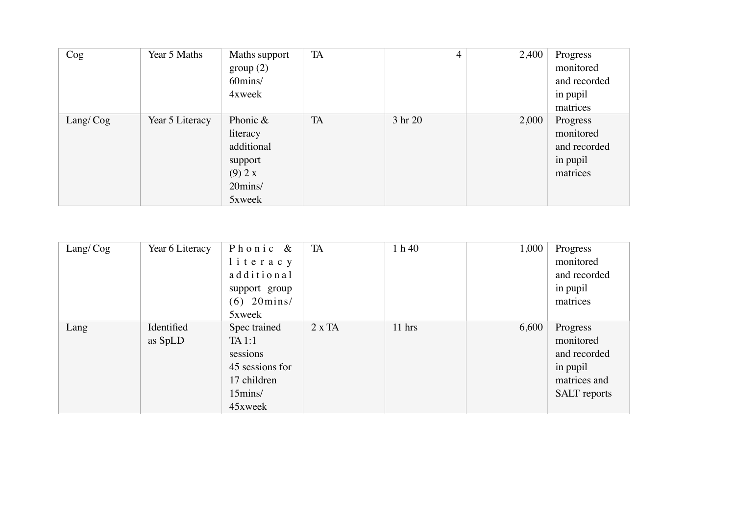| | | | | | | |
|---|---|---|---|---|---|---|
| Cog | Year 5 Maths | Maths support group (2) 60mins/ 4xweek | TA | 4 | 2,400 | Progress monitored and recorded in pupil matrices |
| Lang/ Cog | Year 5 Literacy | Phonic & literacy additional support (9) 2 x 20mins/ 5xweek | TA | 3 hr 20 | 2,000 | Progress monitored and recorded in pupil matrices |

| | | | | | | |
|---|---|---|---|---|---|---|
| Lang/ Cog | Year 6 Literacy | Phonic & literacy additional support group (6) 20mins/ 5xweek | TA | 1 h 40 | 1,000 | Progress monitored and recorded in pupil matrices |
| Lang | Identified as SpLD | Spec trained TA 1:1 sessions 45 sessions for 17 children 15mins/ 45xweek | 2 x TA | 11 hrs | 6,600 | Progress monitored and recorded in pupil matrices and SALT reports |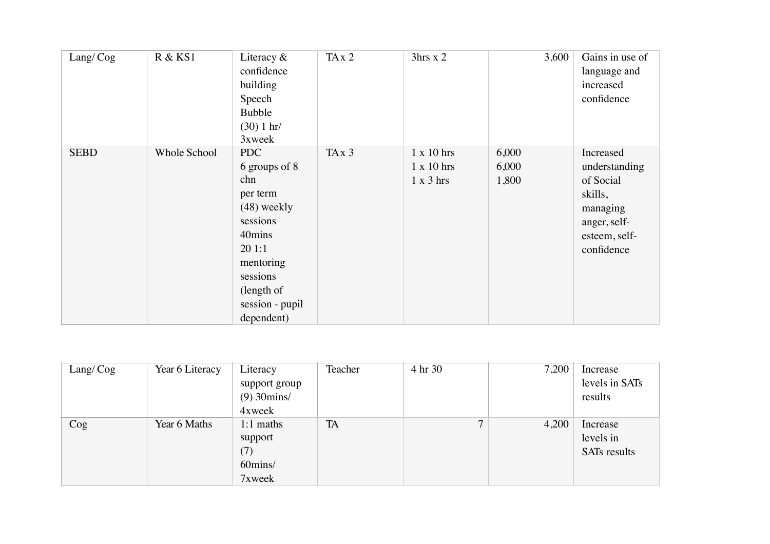| Lang/ Cog | R & KS1 | Literacy & confidence building Speech Bubble (30) 1 hr/ 3xweek | TA x 2 | 3hrs x 2 | 3,600 | Gains in use of language and increased confidence |
|---|---|---|---|---|---|---|
| SEBD | Whole School | PDC 6 groups of 8 chn per term (48) weekly sessions 40mins 20 1:1 mentoring sessions (length of session - pupil dependent) | TA x 3 | 1 x 10 hrs<br>1 x 10 hrs<br>1 x 3 hrs | 6,000<br>6,000<br>1,800 | Increased understanding of Social skills, managing anger, self-esteem, self-confidence |

| Lang/ Cog | Year 6 Literacy | Literacy support group (9) 30mins/ 4xweek | Teacher | 4 hr 30 | 7,200 | Increase levels in SATs results |
|---|---|---|---|---|---|---|
| Cog | Year 6 Maths | 1:1 maths support (7) 60mins/ 7xweek | TA | 7 | 4,200 | Increase levels in SATs results |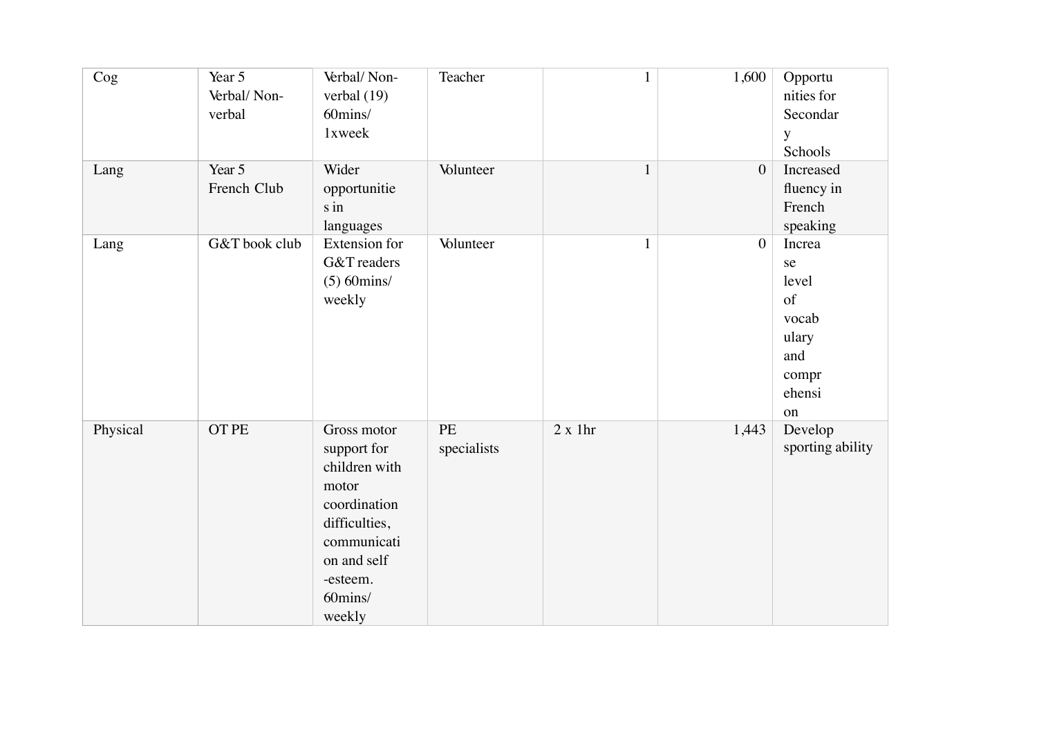| Cog | Year 5 Verbal/ Non-verbal | Verbal/ Non-verbal (19) 60mins/ 1xweek | Teacher | 1 | 1,600 | Opportunities for Secondary Schools |
|---|---|---|---|---|---|---|
| Lang | Year 5 French Club | Wider opportunities in languages | Volunteer | 1 | 0 | Increased fluency in French speaking |
| Lang | G&T book club | Extension for G&T readers (5) 60mins/ weekly | Volunteer | 1 | 0 | Increase level of vocabulary and comprehension |
| Physical | OT PE | Gross motor support for children with motor coordination difficulties, communication and self -esteem. 60mins/ weekly | PE specialists | 2 x 1hr | 1,443 | Develop sporting ability |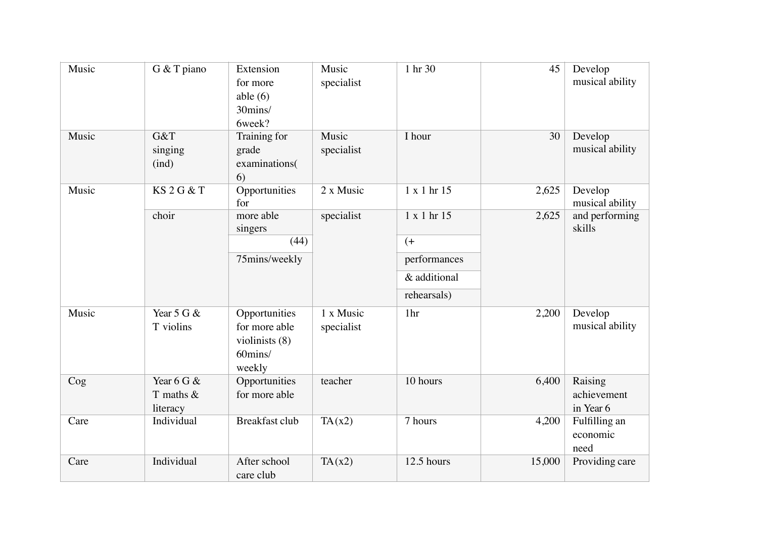| Music | G & T piano | Extension for more able (6) 30mins/ 6week? | Music specialist | 1 hr 30 | 45 | Develop musical ability |
|---|---|---|---|---|---|---|
| Music | G&T singing (ind) | Training for grade examinations( 6) | Music specialist | I hour | 30 | Develop musical ability |
| Music | KS 2 G & T | Opportunities for | 2 x Music | 1 x 1 hr 15 | 2,625 | Develop musical ability |
| | choir | more able singers (44) 75mins/weekly | specialist | 1 x 1 hr 15 (+ performances & additional rehearsals) | 2,625 | and performing skills |
| Music | Year 5 G & T violins | Opportunities for more able violinists (8) 60mins/ weekly | 1 x Music specialist | 1hr | 2,200 | Develop musical ability |
| Cog | Year 6 G & T maths & literacy | Opportunities for more able | teacher | 10 hours | 6,400 | Raising achievement in Year 6 |
| Care | Individual | Breakfast club | TA (x2) | 7 hours | 4,200 | Fulfilling an economic need |
| Care | Individual | After school care club | TA (x2) | 12.5 hours | 15,000 | Providing care |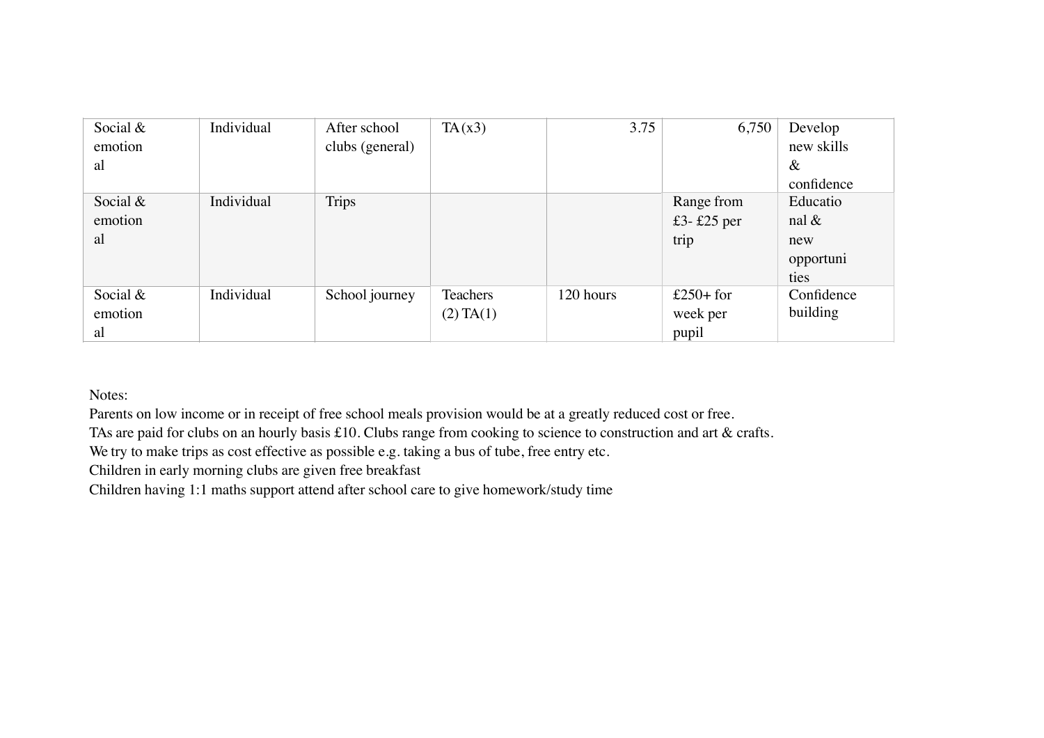| | | | | | | |
|---|---|---|---|---|---|---|
| Social & emotional | Individual | After school clubs (general) | TA (x3) | 3.75 | 6,750 | Develop new skills & confidence |
| Social & emotional | Individual | Trips | | | Range from £3- £25 per trip | Educational & new opportunities |
| Social & emotional | Individual | School journey | Teachers (2) TA(1) | 120 hours | £250+ for week per pupil | Confidence building |

Notes:
Parents on low income or in receipt of free school meals provision would be at a greatly reduced cost or free.
TAs are paid for clubs on an hourly basis £10. Clubs range from cooking to science to construction and art & crafts.
We try to make trips as cost effective as possible e.g. taking a bus of tube, free entry etc.
Children in early morning clubs are given free breakfast
Children having 1:1 maths support attend after school care to give homework/study time